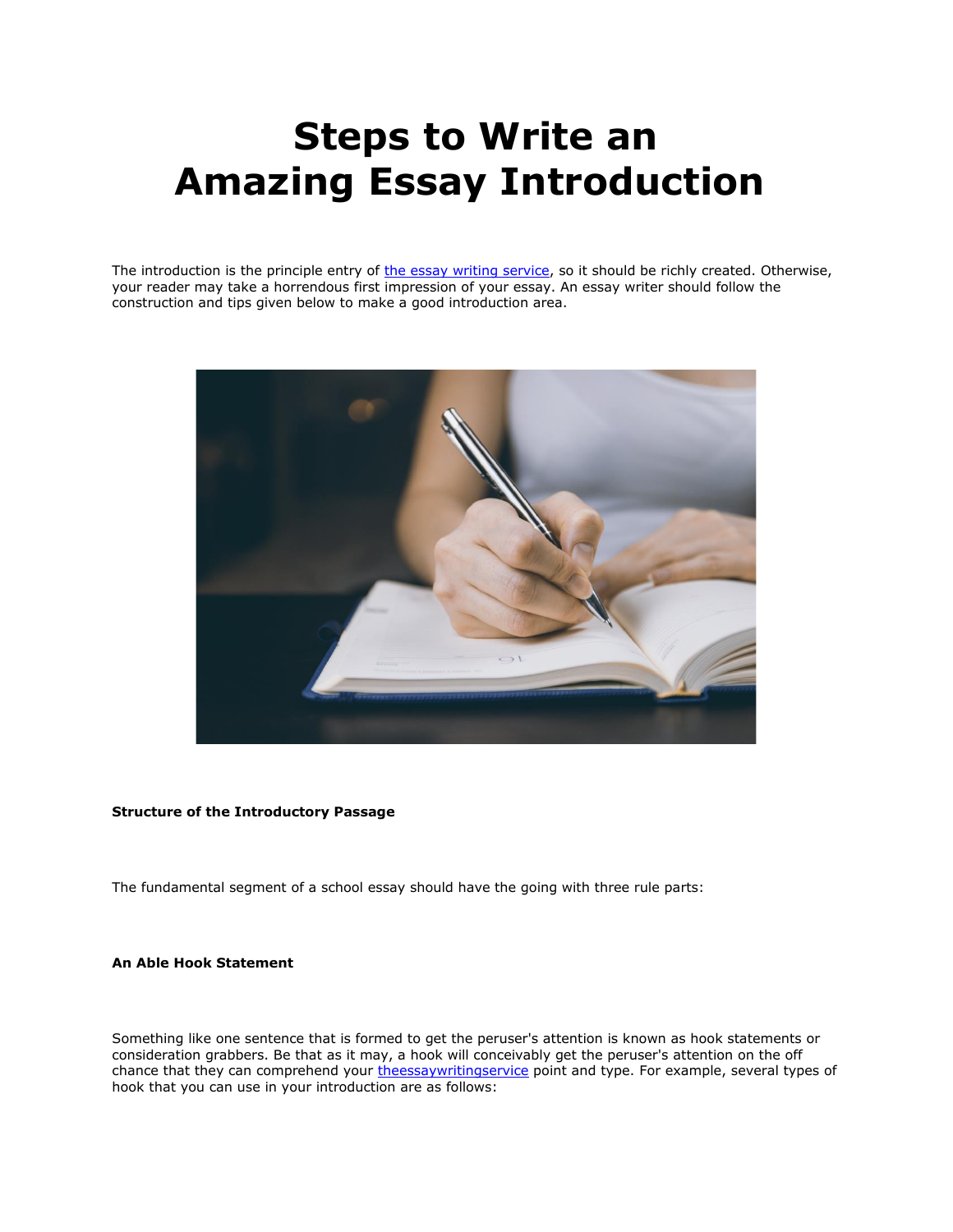# Steps to Write an Amazing Essay Introduction

The introduction is the principle entry of [the essay writing service](), so it should be richly created. Otherwise, your reader may take a horrendous first impression of your essay. An essay writer should follow the construction and tips given below to make a good introduction area.

**Structure of the Introductory Passage**

The fundamental segment of a school essay should have the going with three rule parts:

**An Able Hook Statement**

Something like one sentence that is formed to get the peruser's attention is known as hook statements or consideration grabbers. Be that as it may, a hook will conceivably get the peruser's attention on the off chance that they can comprehend your [theessaywritingservice]() point and type. For example, several types of hook that you can use in your introduction are as follows: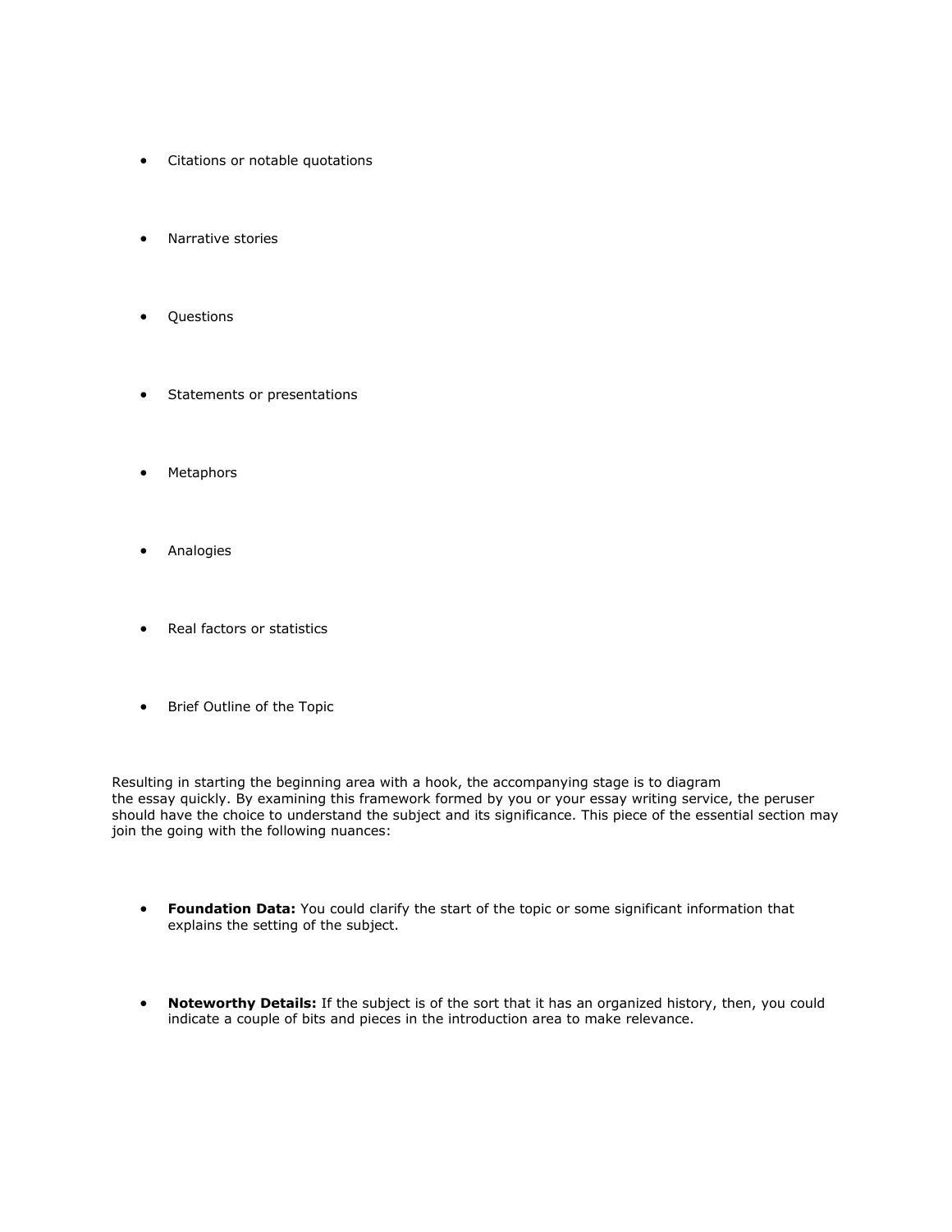- Citations or notable quotations
- Narrative stories
- Questions
- Statements or presentations
- Metaphors
- Analogies
- Real factors or statistics
- Brief Outline of the Topic

Resulting in starting the beginning area with a hook, the accompanying stage is to diagram the essay quickly. By examining this framework formed by you or your essay writing service, the peruser should have the choice to understand the subject and its significance. This piece of the essential section may join the going with the following nuances:

- **Foundation Data:** You could clarify the start of the topic or some significant information that explains the setting of the subject.
- **Noteworthy Details:** If the subject is of the sort that it has an organized history, then, you could indicate a couple of bits and pieces in the introduction area to make relevance.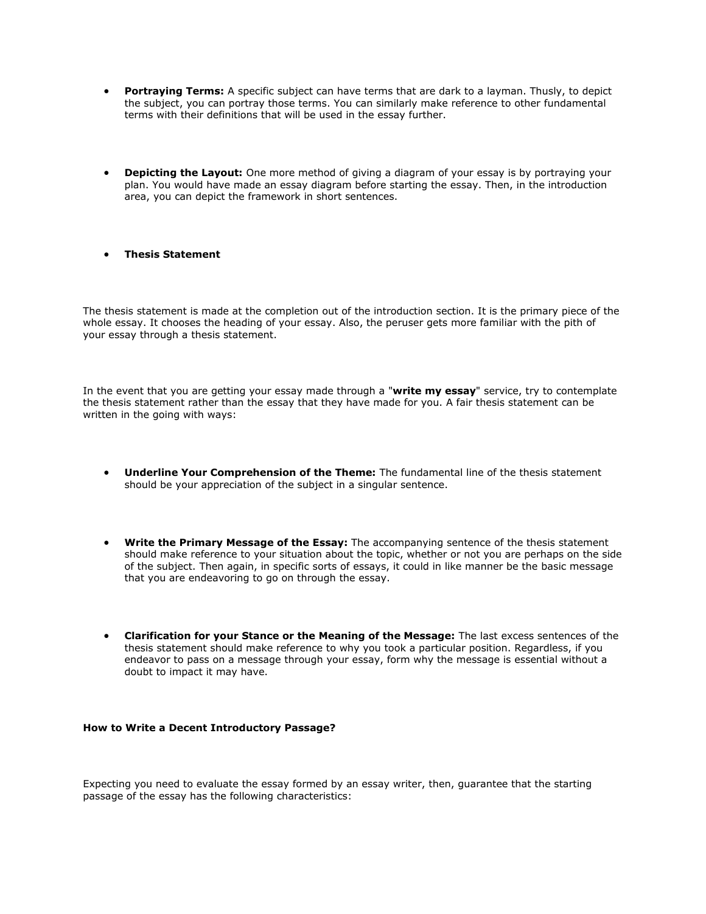- **Portraying Terms:** A specific subject can have terms that are dark to a layman. Thusly, to depict the subject, you can portray those terms. You can similarly make reference to other fundamental terms with their definitions that will be used in the essay further.

- **Depicting the Layout:** One more method of giving a diagram of your essay is by portraying your plan. You would have made an essay diagram before starting the essay. Then, in the introduction area, you can depict the framework in short sentences.

- **Thesis Statement**

The thesis statement is made at the completion out of the introduction section. It is the primary piece of the whole essay. It chooses the heading of your essay. Also, the peruser gets more familiar with the pith of your essay through a thesis statement.

In the event that you are getting your essay made through a "**write my essay**" service, try to contemplate the thesis statement rather than the essay that they have made for you. A fair thesis statement can be written in the going with ways:

- **Underline Your Comprehension of the Theme:** The fundamental line of the thesis statement should be your appreciation of the subject in a singular sentence.

- **Write the Primary Message of the Essay:** The accompanying sentence of the thesis statement should make reference to your situation about the topic, whether or not you are perhaps on the side of the subject. Then again, in specific sorts of essays, it could in like manner be the basic message that you are endeavoring to go on through the essay.

- **Clarification for your Stance or the Meaning of the Message:** The last excess sentences of the thesis statement should make reference to why you took a particular position. Regardless, if you endeavor to pass on a message through your essay, form why the message is essential without a doubt to impact it may have.

**How to Write a Decent Introductory Passage?**

Expecting you need to evaluate the essay formed by an essay writer, then, guarantee that the starting passage of the essay has the following characteristics: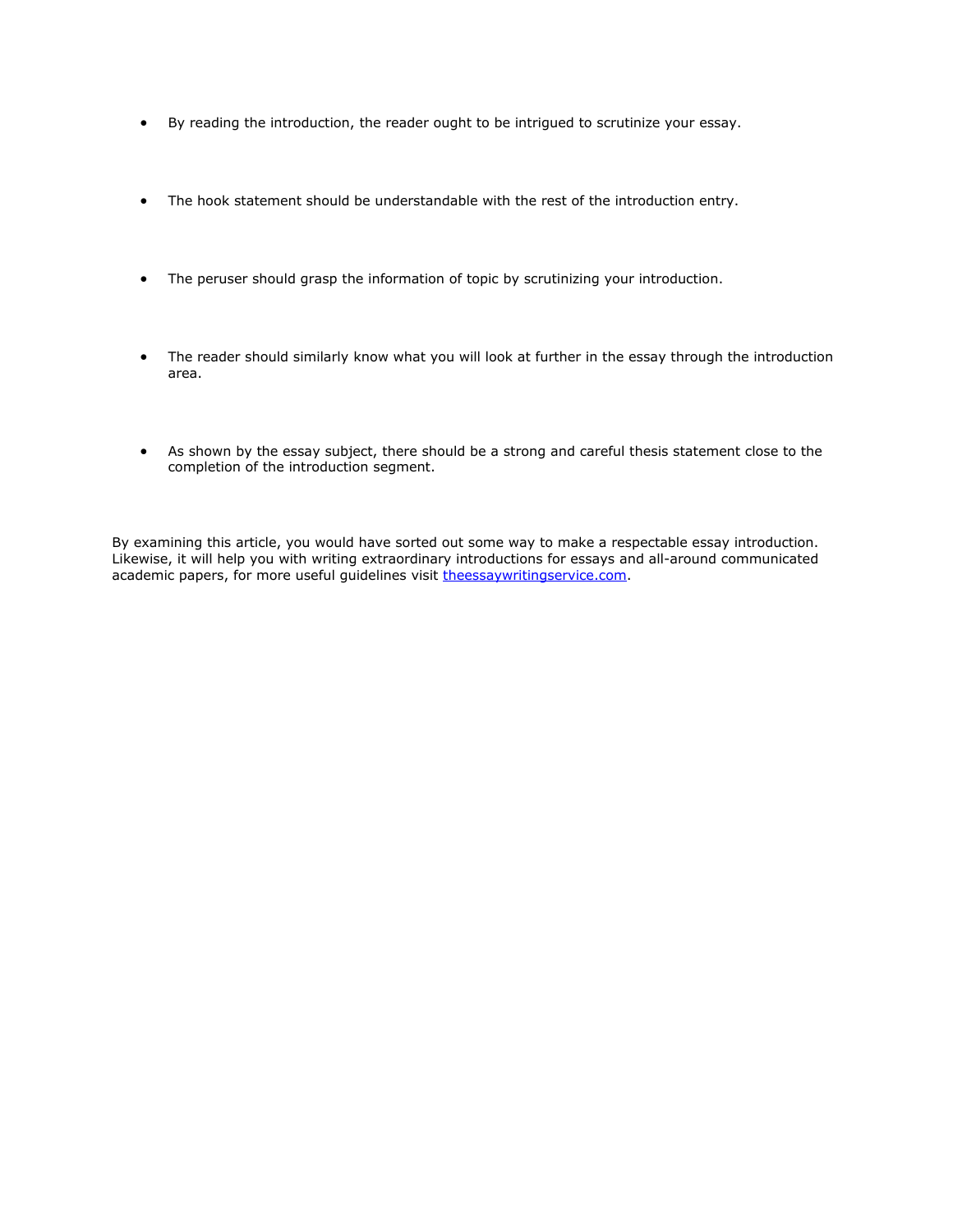- By reading the introduction, the reader ought to be intrigued to scrutinize your essay.
- The hook statement should be understandable with the rest of the introduction entry.
- The peruser should grasp the information of topic by scrutinizing your introduction.
- The reader should similarly know what you will look at further in the essay through the introduction area.
- As shown by the essay subject, there should be a strong and careful thesis statement close to the completion of the introduction segment.

By examining this article, you would have sorted out some way to make a respectable essay introduction. Likewise, it will help you with writing extraordinary introductions for essays and all-around communicated academic papers, for more useful guidelines visit theessaywritingservice.com.